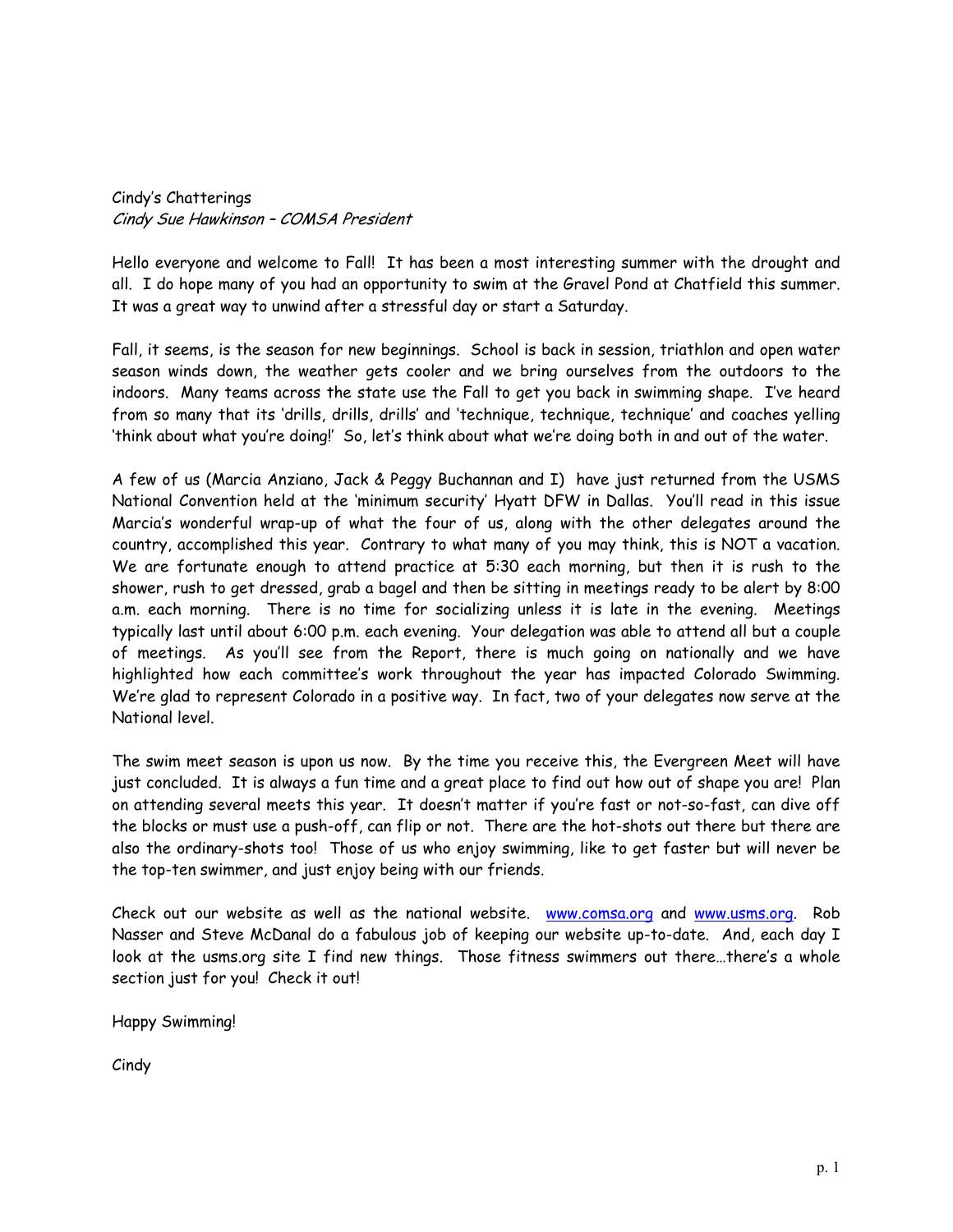Cindy's Chatterings

*Cindy Sue Hawkinson – COMSA President*

Hello everyone and welcome to Fall! It has been a most interesting summer with the drought and all. I do hope many of you had an opportunity to swim at the Gravel Pond at Chatfield this summer. It was a great way to unwind after a stressful day or start a Saturday.

Fall, it seems, is the season for new beginnings. School is back in session, triathlon and open water season winds down, the weather gets cooler and we bring ourselves from the outdoors to the indoors. Many teams across the state use the Fall to get you back in swimming shape. I've heard from so many that its 'drills, drills, drills' and 'technique, technique, technique' and coaches yelling 'think about what you're doing!' So, let's think about what we're doing both in and out of the water.

A few of us (Marcia Anziano, Jack & Peggy Buchannan and I) have just returned from the USMS National Convention held at the 'minimum security' Hyatt DFW in Dallas. You'll read in this issue Marcia's wonderful wrap-up of what the four of us, along with the other delegates around the country, accomplished this year. Contrary to what many of you may think, this is NOT a vacation. We are fortunate enough to attend practice at 5:30 each morning, but then it is rush to the shower, rush to get dressed, grab a bagel and then be sitting in meetings ready to be alert by 8:00 a.m. each morning. There is no time for socializing unless it is late in the evening. Meetings typically last until about 6:00 p.m. each evening. Your delegation was able to attend all but a couple of meetings. As you'll see from the Report, there is much going on nationally and we have highlighted how each committee's work throughout the year has impacted Colorado Swimming. We're glad to represent Colorado in a positive way. In fact, two of your delegates now serve at the National level.

The swim meet season is upon us now. By the time you receive this, the Evergreen Meet will have just concluded. It is always a fun time and a great place to find out how out of shape you are! Plan on attending several meets this year. It doesn't matter if you're fast or not-so-fast, can dive off the blocks or must use a push-off, can flip or not. There are the hot-shots out there but there are also the ordinary-shots too! Those of us who enjoy swimming, like to get faster but will never be the top-ten swimmer, and just enjoy being with our friends.

Check out our website as well as the national website. www.comsa.org and www.usms.org. Rob Nasser and Steve McDanal do a fabulous job of keeping our website up-to-date. And, each day I look at the usms.org site I find new things. Those fitness swimmers out there…there's a whole section just for you! Check it out!

Happy Swimming!

Cindy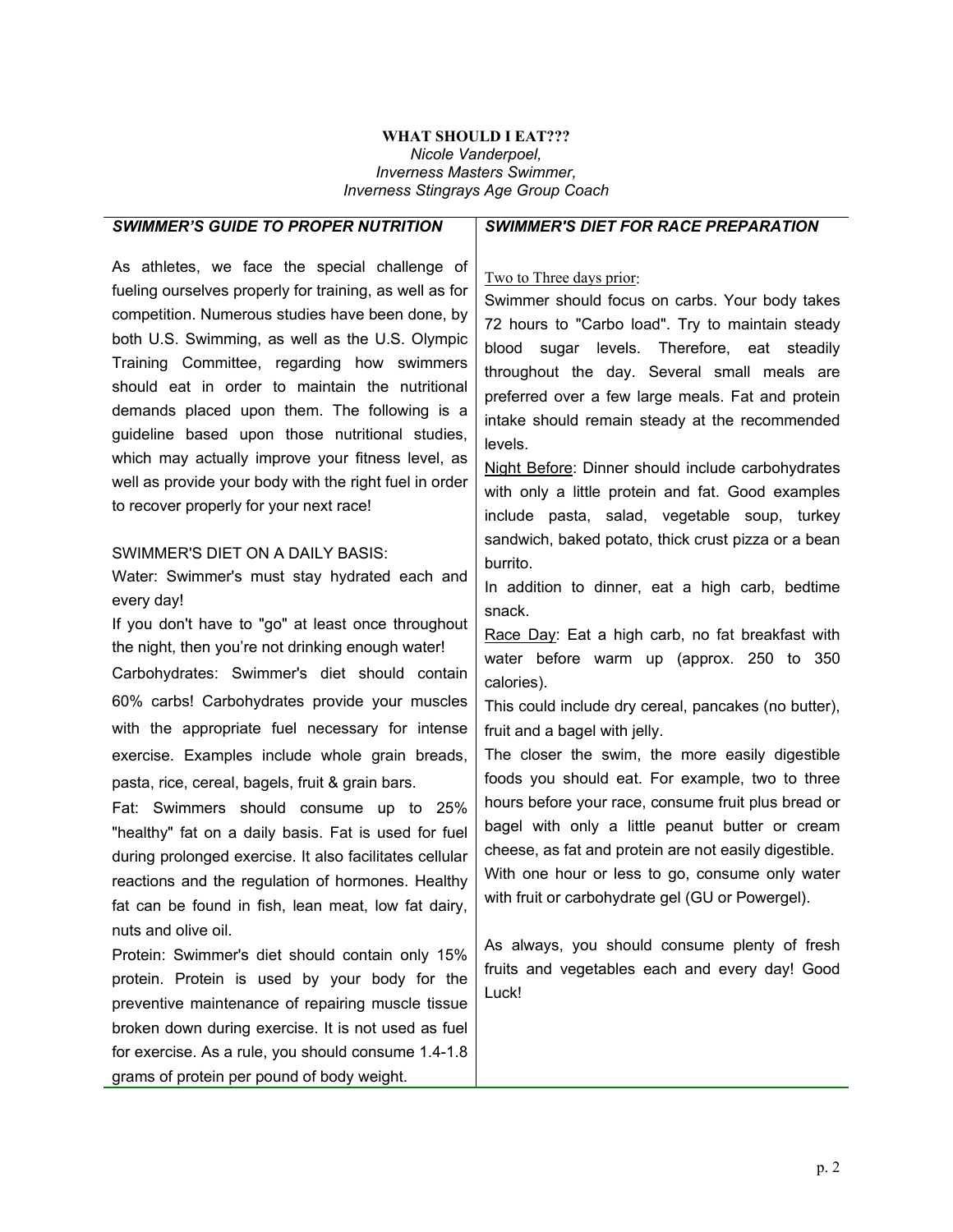## WHAT SHOULD I EAT???

*Nicole Vanderpoel,*
*Inverness Masters Swimmer,*
*Inverness Stingrays Age Group Coach*

### *SWIMMER'S GUIDE TO PROPER NUTRITION*

As athletes, we face the special challenge of fueling ourselves properly for training, as well as for competition. Numerous studies have been done, by both U.S. Swimming, as well as the U.S. Olympic Training Committee, regarding how swimmers should eat in order to maintain the nutritional demands placed upon them. The following is a guideline based upon those nutritional studies, which may actually improve your fitness level, as well as provide your body with the right fuel in order to recover properly for your next race!

SWIMMER'S DIET ON A DAILY BASIS:

Water: Swimmer's must stay hydrated each and every day!

If you don't have to "go" at least once throughout the night, then you're not drinking enough water!

Carbohydrates: Swimmer's diet should contain 60% carbs! Carbohydrates provide your muscles with the appropriate fuel necessary for intense exercise. Examples include whole grain breads, pasta, rice, cereal, bagels, fruit & grain bars.

Fat: Swimmers should consume up to 25% "healthy" fat on a daily basis. Fat is used for fuel during prolonged exercise. It also facilitates cellular reactions and the regulation of hormones. Healthy fat can be found in fish, lean meat, low fat dairy, nuts and olive oil.

Protein: Swimmer's diet should contain only 15% protein. Protein is used by your body for the preventive maintenance of repairing muscle tissue broken down during exercise. It is not used as fuel for exercise. As a rule, you should consume 1.4-1.8 grams of protein per pound of body weight.

### *SWIMMER'S DIET FOR RACE PREPARATION*

<u>Two to Three days prior</u>:
Swimmer should focus on carbs. Your body takes 72 hours to "Carbo load". Try to maintain steady blood sugar levels. Therefore, eat steadily throughout the day. Several small meals are preferred over a few large meals. Fat and protein intake should remain steady at the recommended levels.

<u>Night Before</u>: Dinner should include carbohydrates with only a little protein and fat. Good examples include pasta, salad, vegetable soup, turkey sandwich, baked potato, thick crust pizza or a bean burrito.

In addition to dinner, eat a high carb, bedtime snack.

<u>Race Day</u>: Eat a high carb, no fat breakfast with water before warm up (approx. 250 to 350 calories).

This could include dry cereal, pancakes (no butter), fruit and a bagel with jelly.

The closer the swim, the more easily digestible foods you should eat. For example, two to three hours before your race, consume fruit plus bread or bagel with only a little peanut butter or cream cheese, as fat and protein are not easily digestible.

With one hour or less to go, consume only water with fruit or carbohydrate gel (GU or Powergel).

As always, you should consume plenty of fresh fruits and vegetables each and every day! Good Luck!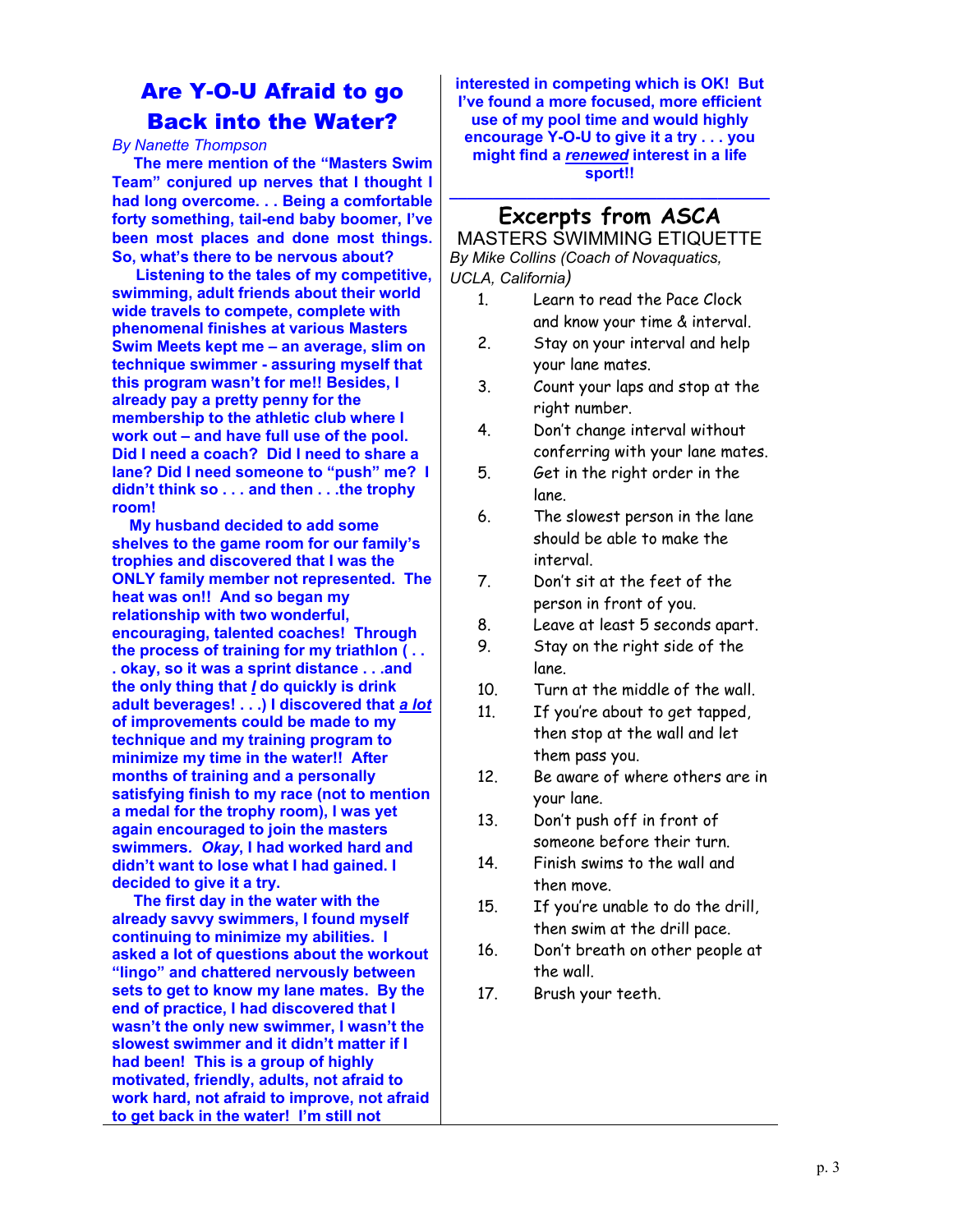# Are Y-O-U Afraid to go Back into the Water?

*By Nanette Thompson*

**The mere mention of the "Masters Swim Team" conjured up nerves that I thought I had long overcome. . . Being a comfortable forty something, tail-end baby boomer, I've been most places and done most things. So, what's there to be nervous about?**

**Listening to the tales of my competitive, swimming, adult friends about their world wide travels to compete, complete with phenomenal finishes at various Masters Swim Meets kept me – an average, slim on technique swimmer - assuring myself that this program wasn't for me!! Besides, I already pay a pretty penny for the membership to the athletic club where I work out – and have full use of the pool. Did I need a coach? Did I need to share a lane? Did I need someone to "push" me? I didn't think so . . . and then . . .the trophy room!**

**My husband decided to add some shelves to the game room for our family's trophies and discovered that I was the ONLY family member not represented. The heat was on!! And so began my relationship with two wonderful, encouraging, talented coaches! Through the process of training for my triathlon ( . . . okay, so it was a sprint distance . . .and the only thing that *I* do quickly is drink adult beverages! . . .) I discovered that *a lot* of improvements could be made to my technique and my training program to minimize my time in the water!! After months of training and a personally satisfying finish to my race (not to mention a medal for the trophy room), I was yet again encouraged to join the masters swimmers. *Okay*, I had worked hard and didn't want to lose what I had gained. I decided to give it a try.**

**The first day in the water with the already savvy swimmers, I found myself continuing to minimize my abilities. I asked a lot of questions about the workout "lingo" and chattered nervously between sets to get to know my lane mates. By the end of practice, I had discovered that I wasn't the only new swimmer, I wasn't the slowest swimmer and it didn't matter if I had been! This is a group of highly motivated, friendly, adults, not afraid to work hard, not afraid to improve, not afraid to get back in the water! I'm still not interested in competing which is OK! But I've found a more focused, more efficient use of my pool time and would highly encourage Y-O-U to give it a try . . . you might find a *renewed* interest in a life sport!!**

## Excerpts from ASCA

MASTERS SWIMMING ETIQUETTE

*By Mike Collins (Coach of Novaquatics, UCLA, California)*

1. Learn to read the Pace Clock and know your time & interval.
2. Stay on your interval and help your lane mates.
3. Count your laps and stop at the right number.
4. Don't change interval without conferring with your lane mates.
5. Get in the right order in the lane.
6. The slowest person in the lane should be able to make the interval.
7. Don't sit at the feet of the person in front of you.
8. Leave at least 5 seconds apart.
9. Stay on the right side of the lane.
10. Turn at the middle of the wall.
11. If you're about to get tapped, then stop at the wall and let them pass you.
12. Be aware of where others are in your lane.
13. Don't push off in front of someone before their turn.
14. Finish swims to the wall and then move.
15. If you're unable to do the drill, then swim at the drill pace.
16. Don't breath on other people at the wall.
17. Brush your teeth.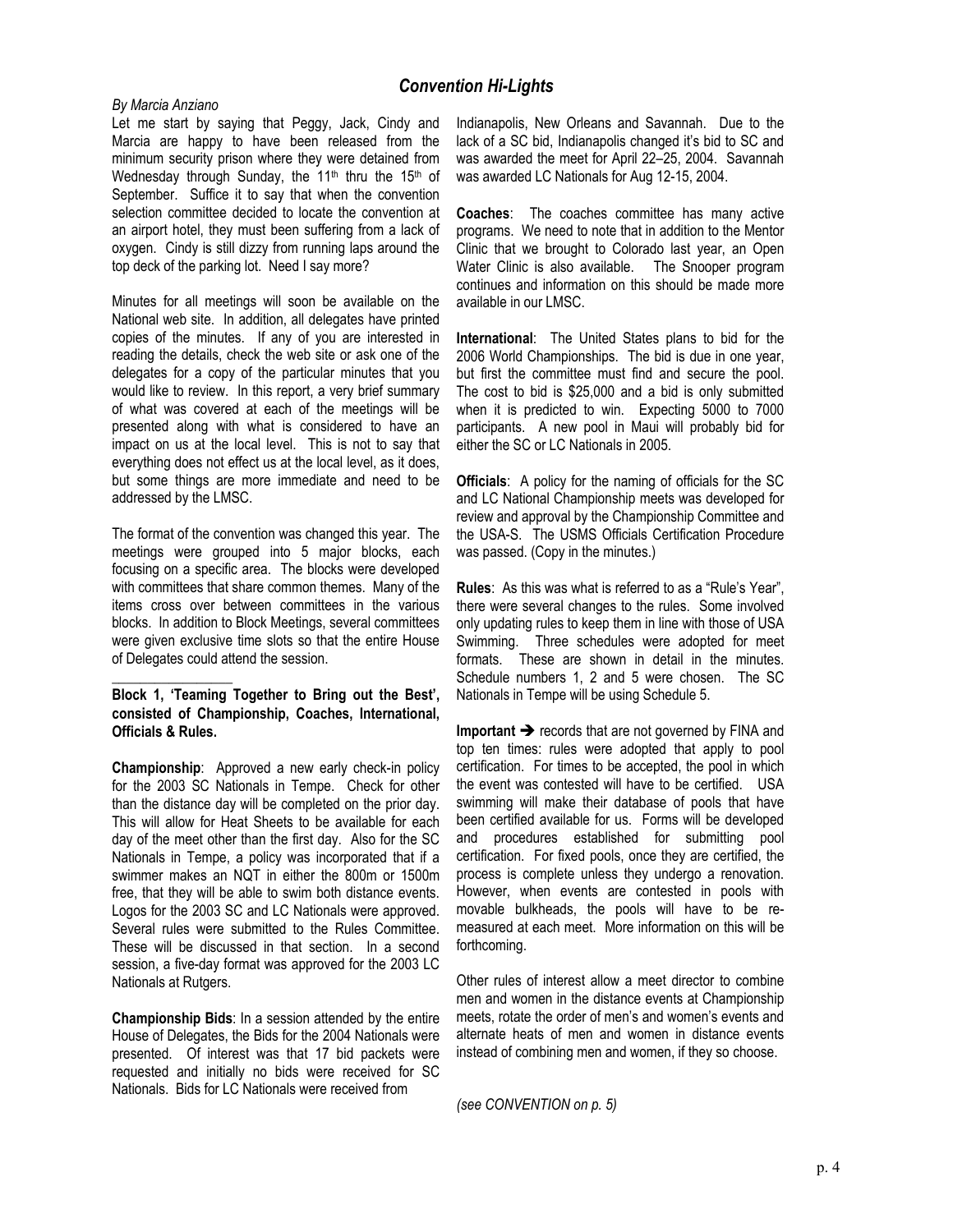## *Convention Hi-Lights*

*By Marcia Anziano*

Let me start by saying that Peggy, Jack, Cindy and Marcia are happy to have been released from the minimum security prison where they were detained from Wednesday through Sunday, the 11th thru the 15th of September. Suffice it to say that when the convention selection committee decided to locate the convention at an airport hotel, they must been suffering from a lack of oxygen. Cindy is still dizzy from running laps around the top deck of the parking lot. Need I say more?

Minutes for all meetings will soon be available on the National web site. In addition, all delegates have printed copies of the minutes. If any of you are interested in reading the details, check the web site or ask one of the delegates for a copy of the particular minutes that you would like to review. In this report, a very brief summary of what was covered at each of the meetings will be presented along with what is considered to have an impact on us at the local level. This is not to say that everything does not effect us at the local level, as it does, but some things are more immediate and need to be addressed by the LMSC.

The format of the convention was changed this year. The meetings were grouped into 5 major blocks, each focusing on a specific area. The blocks were developed with committees that share common themes. Many of the items cross over between committees in the various blocks. In addition to Block Meetings, several committees were given exclusive time slots so that the entire House of Delegates could attend the session.

---

**Block 1, 'Teaming Together to Bring out the Best', consisted of Championship, Coaches, International, Officials & Rules.**

**Championship**: Approved a new early check-in policy for the 2003 SC Nationals in Tempe. Check for other than the distance day will be completed on the prior day. This will allow for Heat Sheets to be available for each day of the meet other than the first day. Also for the SC Nationals in Tempe, a policy was incorporated that if a swimmer makes an NQT in either the 800m or 1500m free, that they will be able to swim both distance events. Logos for the 2003 SC and LC Nationals were approved. Several rules were submitted to the Rules Committee. These will be discussed in that section. In a second session, a five-day format was approved for the 2003 LC Nationals at Rutgers.

**Championship Bids**: In a session attended by the entire House of Delegates, the Bids for the 2004 Nationals were presented. Of interest was that 17 bid packets were requested and initially no bids were received for SC Nationals. Bids for LC Nationals were received from Indianapolis, New Orleans and Savannah. Due to the lack of a SC bid, Indianapolis changed it's bid to SC and was awarded the meet for April 22–25, 2004. Savannah was awarded LC Nationals for Aug 12-15, 2004.

**Coaches**: The coaches committee has many active programs. We need to note that in addition to the Mentor Clinic that we brought to Colorado last year, an Open Water Clinic is also available. The Snooper program continues and information on this should be made more available in our LMSC.

**International**: The United States plans to bid for the 2006 World Championships. The bid is due in one year, but first the committee must find and secure the pool. The cost to bid is $25,000 and a bid is only submitted when it is predicted to win. Expecting 5000 to 7000 participants. A new pool in Maui will probably bid for either the SC or LC Nationals in 2005.

**Officials**: A policy for the naming of officials for the SC and LC National Championship meets was developed for review and approval by the Championship Committee and the USA-S. The USMS Officials Certification Procedure was passed. (Copy in the minutes.)

**Rules**: As this was what is referred to as a "Rule's Year", there were several changes to the rules. Some involved only updating rules to keep them in line with those of USA Swimming. Three schedules were adopted for meet formats. These are shown in detail in the minutes. Schedule numbers 1, 2 and 5 were chosen. The SC Nationals in Tempe will be using Schedule 5.

**Important ➔** records that are not governed by FINA and top ten times: rules were adopted that apply to pool certification. For times to be accepted, the pool in which the event was contested will have to be certified. USA swimming will make their database of pools that have been certified available for us. Forms will be developed and procedures established for submitting pool certification. For fixed pools, once they are certified, the process is complete unless they undergo a renovation. However, when events are contested in pools with movable bulkheads, the pools will have to be re-measured at each meet. More information on this will be forthcoming.

Other rules of interest allow a meet director to combine men and women in the distance events at Championship meets, rotate the order of men's and women's events and alternate heats of men and women in distance events instead of combining men and women, if they so choose.

*(see CONVENTION on p. 5)*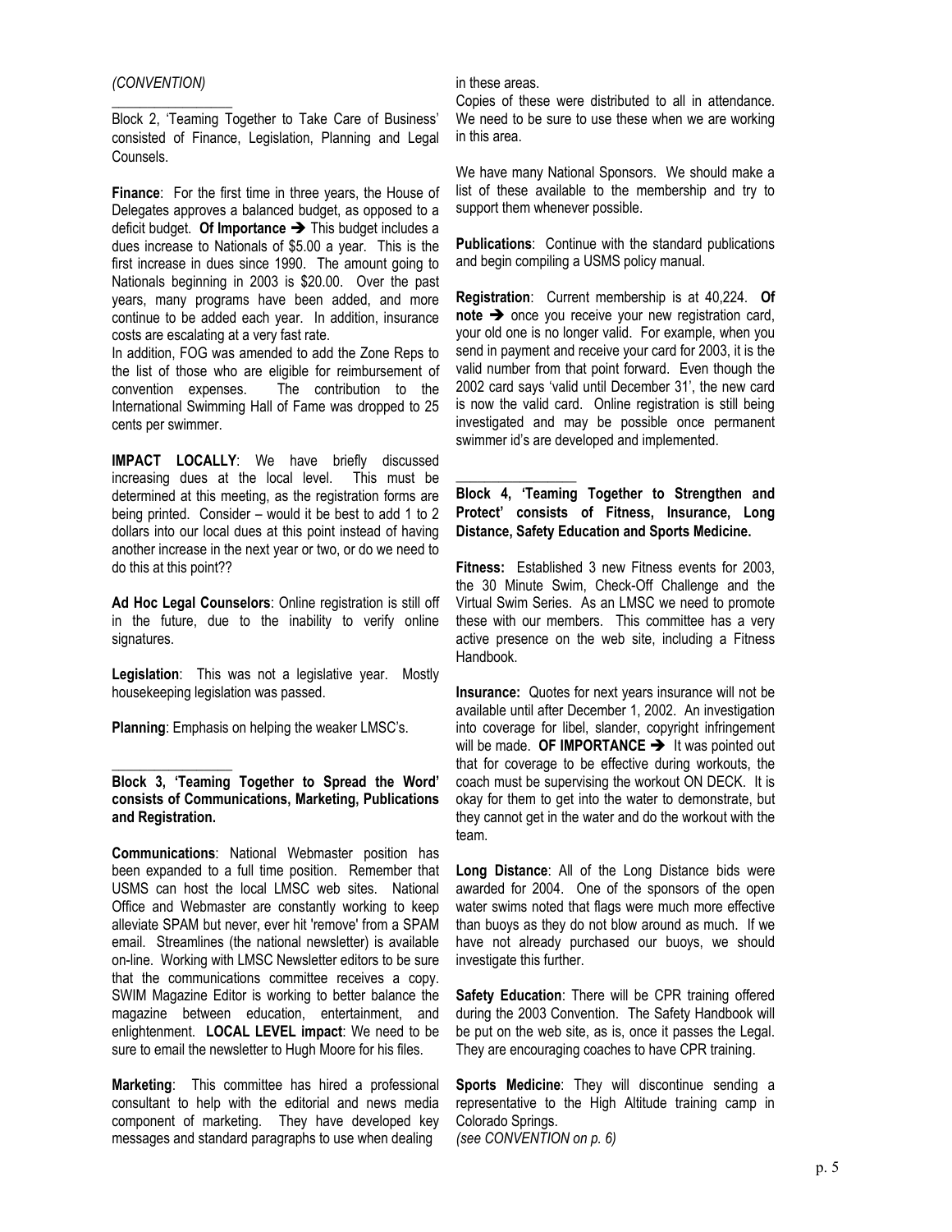*(CONVENTION)*

---

Block 2, 'Teaming Together to Take Care of Business' consisted of Finance, Legislation, Planning and Legal Counsels.

**Finance**: For the first time in three years, the House of Delegates approves a balanced budget, as opposed to a deficit budget. **Of Importance ➔** This budget includes a dues increase to Nationals of $5.00 a year. This is the first increase in dues since 1990. The amount going to Nationals beginning in 2003 is $20.00. Over the past years, many programs have been added, and more continue to be added each year. In addition, insurance costs are escalating at a very fast rate.

In addition, FOG was amended to add the Zone Reps to the list of those who are eligible for reimbursement of convention expenses. The contribution to the International Swimming Hall of Fame was dropped to 25 cents per swimmer.

**IMPACT LOCALLY**: We have briefly discussed increasing dues at the local level. This must be determined at this meeting, as the registration forms are being printed. Consider – would it be best to add 1 to 2 dollars into our local dues at this point instead of having another increase in the next year or two, or do we need to do this at this point??

**Ad Hoc Legal Counselors**: Online registration is still off in the future, due to the inability to verify online signatures.

**Legislation**: This was not a legislative year. Mostly housekeeping legislation was passed.

**Planning**: Emphasis on helping the weaker LMSC's.

---

**Block 3, 'Teaming Together to Spread the Word' consists of Communications, Marketing, Publications and Registration.**

**Communications**: National Webmaster position has been expanded to a full time position. Remember that USMS can host the local LMSC web sites. National Office and Webmaster are constantly working to keep alleviate SPAM but never, ever hit 'remove' from a SPAM email. Streamlines (the national newsletter) is available on-line. Working with LMSC Newsletter editors to be sure that the communications committee receives a copy. SWIM Magazine Editor is working to better balance the magazine between education, entertainment, and enlightenment. **LOCAL LEVEL impact**: We need to be sure to email the newsletter to Hugh Moore for his files.

**Marketing**: This committee has hired a professional consultant to help with the editorial and news media component of marketing. They have developed key messages and standard paragraphs to use when dealing in these areas.

Copies of these were distributed to all in attendance. We need to be sure to use these when we are working in this area.

We have many National Sponsors. We should make a list of these available to the membership and try to support them whenever possible.

**Publications**: Continue with the standard publications and begin compiling a USMS policy manual.

**Registration**: Current membership is at 40,224. **Of note ➔** once you receive your new registration card, your old one is no longer valid. For example, when you send in payment and receive your card for 2003, it is the valid number from that point forward. Even though the 2002 card says 'valid until December 31', the new card is now the valid card. Online registration is still being investigated and may be possible once permanent swimmer id's are developed and implemented.

---

**Block 4, 'Teaming Together to Strengthen and Protect' consists of Fitness, Insurance, Long Distance, Safety Education and Sports Medicine.**

**Fitness:** Established 3 new Fitness events for 2003, the 30 Minute Swim, Check-Off Challenge and the Virtual Swim Series. As an LMSC we need to promote these with our members. This committee has a very active presence on the web site, including a Fitness Handbook.

**Insurance:** Quotes for next years insurance will not be available until after December 1, 2002. An investigation into coverage for libel, slander, copyright infringement will be made. **OF IMPORTANCE ➔** It was pointed out that for coverage to be effective during workouts, the coach must be supervising the workout ON DECK. It is okay for them to get into the water to demonstrate, but they cannot get in the water and do the workout with the team.

**Long Distance**: All of the Long Distance bids were awarded for 2004. One of the sponsors of the open water swims noted that flags were much more effective than buoys as they do not blow around as much. If we have not already purchased our buoys, we should investigate this further.

**Safety Education**: There will be CPR training offered during the 2003 Convention. The Safety Handbook will be put on the web site, as is, once it passes the Legal. They are encouraging coaches to have CPR training.

**Sports Medicine**: They will discontinue sending a representative to the High Altitude training camp in Colorado Springs.

*(see CONVENTION on p. 6)*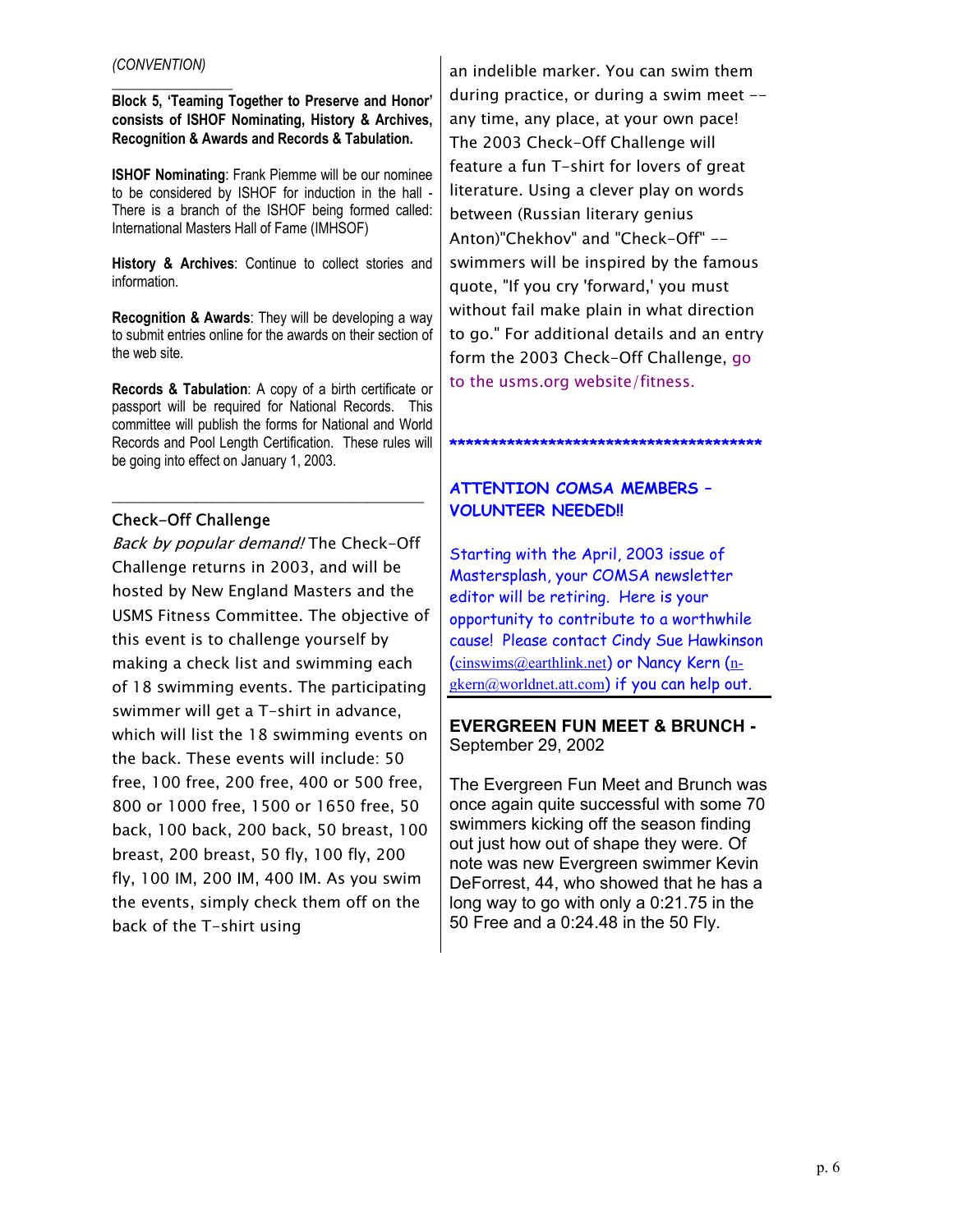*(CONVENTION)*

---

**Block 5, 'Teaming Together to Preserve and Honor' consists of ISHOF Nominating, History & Archives, Recognition & Awards and Records & Tabulation.**

**ISHOF Nominating**: Frank Piemme will be our nominee to be considered by ISHOF for induction in the hall - There is a branch of the ISHOF being formed called: International Masters Hall of Fame (IMHSOF)

**History & Archives**: Continue to collect stories and information.

**Recognition & Awards**: They will be developing a way to submit entries online for the awards on their section of the web site.

**Records & Tabulation**: A copy of a birth certificate or passport will be required for National Records. This committee will publish the forms for National and World Records and Pool Length Certification. These rules will be going into effect on January 1, 2003.

---

## Check-Off Challenge

*Back by popular demand!* The Check-Off Challenge returns in 2003, and will be hosted by New England Masters and the USMS Fitness Committee. The objective of this event is to challenge yourself by making a check list and swimming each of 18 swimming events. The participating swimmer will get a T-shirt in advance, which will list the 18 swimming events on the back. These events will include: 50 free, 100 free, 200 free, 400 or 500 free, 800 or 1000 free, 1500 or 1650 free, 50 back, 100 back, 200 back, 50 breast, 100 breast, 200 breast, 50 fly, 100 fly, 200 fly, 100 IM, 200 IM, 400 IM. As you swim the events, simply check them off on the back of the T-shirt using an indelible marker. You can swim them during practice, or during a swim meet -- any time, any place, at your own pace! The 2003 Check-Off Challenge will feature a fun T-shirt for lovers of great literature. Using a clever play on words between (Russian literary genius Anton)"Chekhov" and "Check-Off" -- swimmers will be inspired by the famous quote, "If you cry 'forward,' you must without fail make plain in what direction to go." For additional details and an entry form the 2003 Check-Off Challenge, go to the usms.org website/fitness.

****************************************

## ATTENTION COMSA MEMBERS – VOLUNTEER NEEDED!!

Starting with the April, 2003 issue of Mastersplash, your COMSA newsletter editor will be retiring. Here is your opportunity to contribute to a worthwhile cause! Please contact Cindy Sue Hawkinson (cinswims@earthlink.net) or Nancy Kern (n-gkern@worldnet.att.com) if you can help out.

---

## EVERGREEN FUN MEET & BRUNCH -
September 29, 2002

The Evergreen Fun Meet and Brunch was once again quite successful with some 70 swimmers kicking off the season finding out just how out of shape they were. Of note was new Evergreen swimmer Kevin DeForrest, 44, who showed that he has a long way to go with only a 0:21.75 in the 50 Free and a 0:24.48 in the 50 Fly.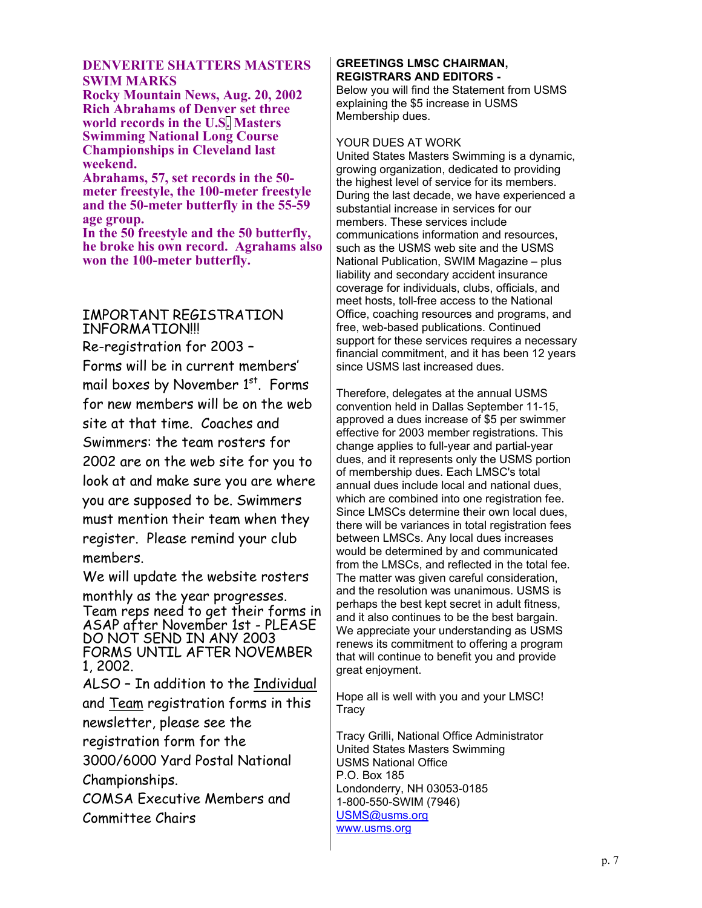## DENVERITE SHATTERS MASTERS SWIM MARKS

**Rocky Mountain News, Aug. 20, 2002**

**Rich Abrahams of Denver set three world records in the U.S. Masters Swimming National Long Course Championships in Cleveland last weekend.**

**Abrahams, 57, set records in the 50-meter freestyle, the 100-meter freestyle and the 50-meter butterfly in the 55-59 age group.**

**In the 50 freestyle and the 50 butterfly, he broke his own record. Agrahams also won the 100-meter butterfly.**

IMPORTANT REGISTRATION INFORMATION!!!

Re-registration for 2003 – Forms will be in current members' mail boxes by November 1st. Forms for new members will be on the web site at that time. Coaches and Swimmers: the team rosters for 2002 are on the web site for you to look at and make sure you are where you are supposed to be. Swimmers must mention their team when they register. Please remind your club members.

We will update the website rosters monthly as the year progresses. Team reps need to get their forms in ASAP after November 1st - PLEASE DO NOT SEND IN ANY 2003 FORMS UNTIL AFTER NOVEMBER 1, 2002.

ALSO – In addition to the Individual and Team registration forms in this newsletter, please see the registration form for the 3000/6000 Yard Postal National Championships.

COMSA Executive Members and Committee Chairs

**GREETINGS LMSC CHAIRMAN, REGISTRARS AND EDITORS -**

Below you will find the Statement from USMS explaining the $5 increase in USMS Membership dues.

YOUR DUES AT WORK

United States Masters Swimming is a dynamic, growing organization, dedicated to providing the highest level of service for its members. During the last decade, we have experienced a substantial increase in services for our members. These services include communications information and resources, such as the USMS web site and the USMS National Publication, SWIM Magazine – plus liability and secondary accident insurance coverage for individuals, clubs, officials, and meet hosts, toll-free access to the National Office, coaching resources and programs, and free, web-based publications. Continued support for these services requires a necessary financial commitment, and it has been 12 years since USMS last increased dues.

Therefore, delegates at the annual USMS convention held in Dallas September 11-15, approved a dues increase of $5 per swimmer effective for 2003 member registrations. This change applies to full-year and partial-year dues, and it represents only the USMS portion of membership dues. Each LMSC's total annual dues include local and national dues, which are combined into one registration fee. Since LMSCs determine their own local dues, there will be variances in total registration fees between LMSCs. Any local dues increases would be determined by and communicated from the LMSCs, and reflected in the total fee. The matter was given careful consideration, and the resolution was unanimous. USMS is perhaps the best kept secret in adult fitness, and it also continues to be the best bargain. We appreciate your understanding as USMS renews its commitment to offering a program that will continue to benefit you and provide great enjoyment.

Hope all is well with you and your LMSC!
Tracy

Tracy Grilli, National Office Administrator
United States Masters Swimming
USMS National Office
P.O. Box 185
Londonderry, NH 03053-0185
1-800-550-SWIM (7946)
USMS@usms.org
www.usms.org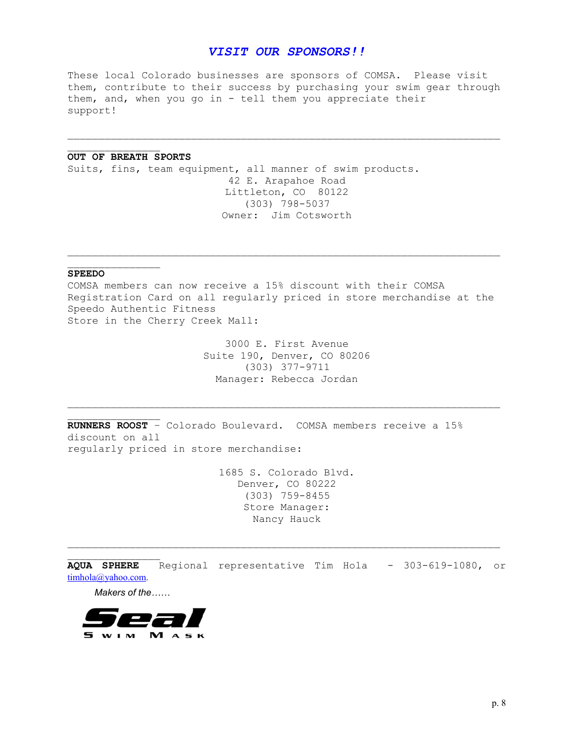## *VISIT OUR SPONSORS!!*

These local Colorado businesses are sponsors of COMSA. Please visit them, contribute to their success by purchasing your swim gear through them, and, when you go in - tell them you appreciate their support!

---

**OUT OF BREATH SPORTS**

Suits, fins, team equipment, all manner of swim products.

42 E. Arapahoe Road
Littleton, CO 80122
(303) 798-5037
Owner: Jim Cotsworth

---

**SPEEDO**

COMSA members can now receive a 15% discount with their COMSA Registration Card on all regularly priced in store merchandise at the Speedo Authentic Fitness Store in the Cherry Creek Mall:

3000 E. First Avenue
Suite 190, Denver, CO 80206
(303) 377-9711
Manager: Rebecca Jordan

---

**RUNNERS ROOST** – Colorado Boulevard. COMSA members receive a 15% discount on all regularly priced in store merchandise:

1685 S. Colorado Blvd.
Denver, CO 80222
(303) 759-8455
Store Manager:
Nancy Hauck

---

**AQUA SPHERE** Regional representative Tim Hola - 303-619-1080, or timhola@yahoo.com.

*Makers of the……*

Seal
SWIM MASK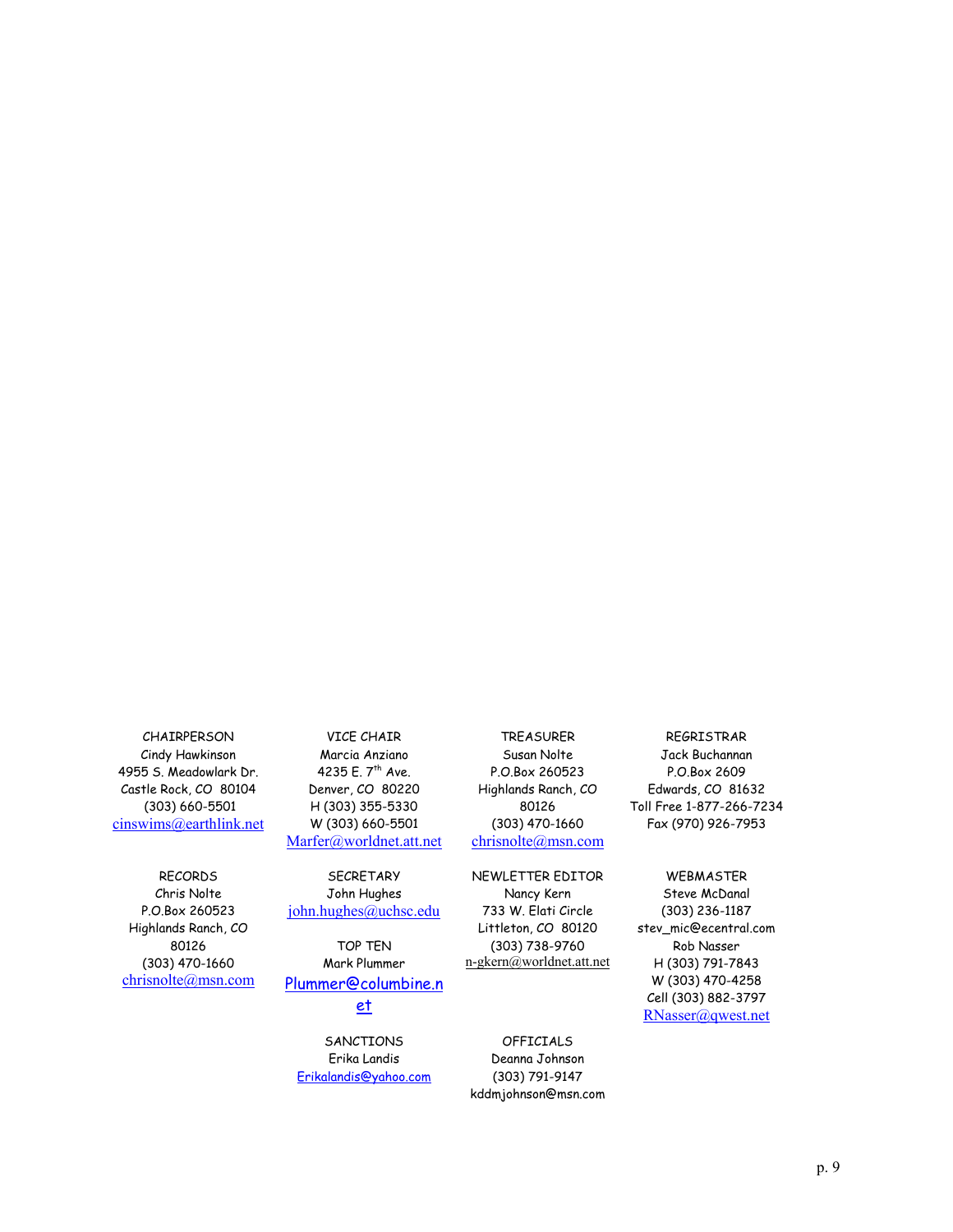CHAIRPERSON
Cindy Hawkinson
4955 S. Meadowlark Dr.
Castle Rock, CO 80104
(303) 660-5501
cinswims@earthlink.net

VICE CHAIR
Marcia Anziano
4235 E. 7th Ave.
Denver, CO 80220
H (303) 355-5330
W (303) 660-5501
Marfer@worldnet.att.net

TREASURER
Susan Nolte
P.O.Box 260523
Highlands Ranch, CO 80126
(303) 470-1660
chrisnolte@msn.com

REGRISTRAR
Jack Buchannan
P.O.Box 2609
Edwards, CO 81632
Toll Free 1-877-266-7234
Fax (970) 926-7953

RECORDS
Chris Nolte
P.O.Box 260523
Highlands Ranch, CO 80126
(303) 470-1660
chrisnolte@msn.com

SECRETARY
John Hughes
john.hughes@uchsc.edu

TOP TEN
Mark Plummer
Plummer@columbine.net

SANCTIONS
Erika Landis
Erikalandis@yahoo.com

NEWLETTER EDITOR
Nancy Kern
733 W. Elati Circle
Littleton, CO 80120
(303) 738-9760
n-gkern@worldnet.att.net

OFFICIALS
Deanna Johnson
(303) 791-9147
kddmjohnson@msn.com

WEBMASTER
Steve McDanal
(303) 236-1187
stev_mic@ecentral.com
Rob Nasser
H (303) 791-7843
W (303) 470-4258
Cell (303) 882-3797
RNasser@qwest.net